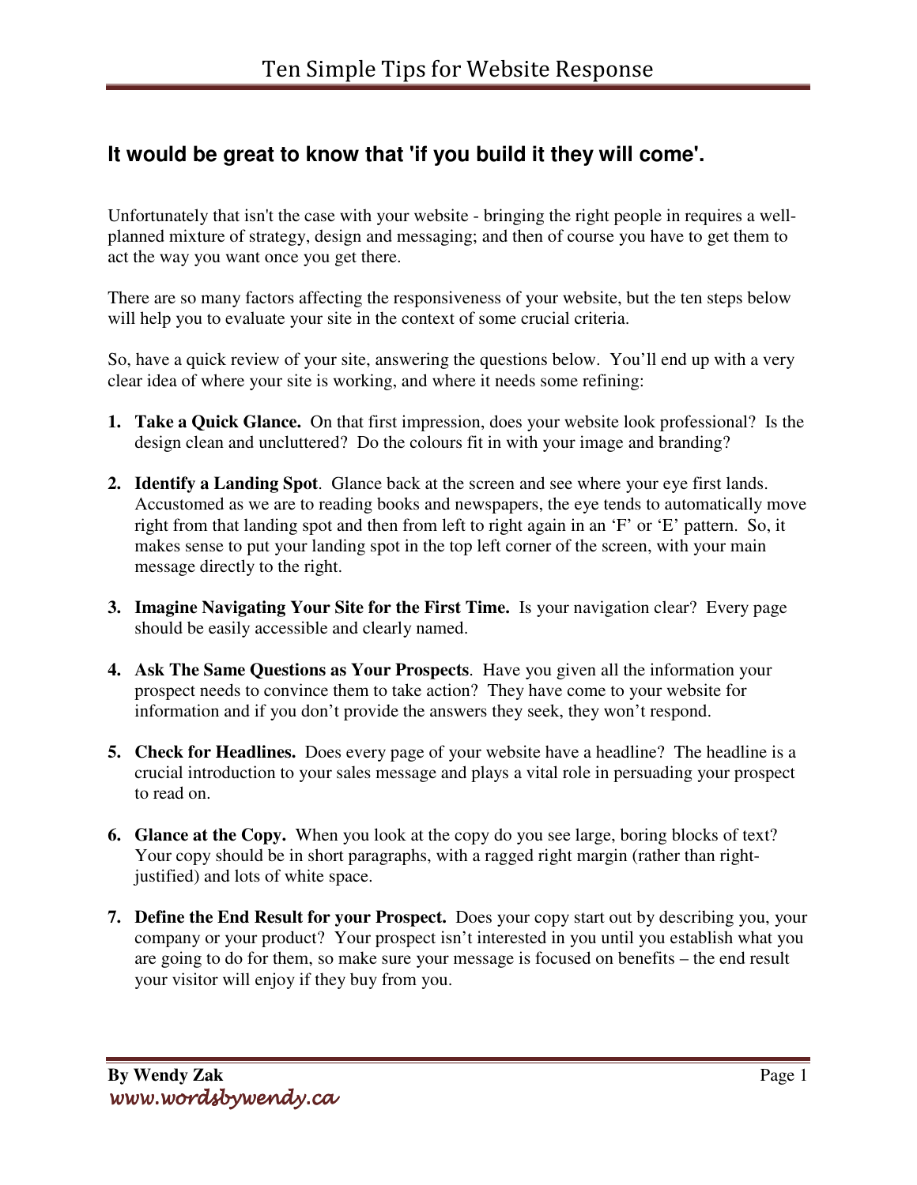## It would be great to know that 'if you build it they will come'.

Unfortunately that isn't the case with your website - bringing the right people in requires a well-planned mixture of strategy, design and messaging; and then of course you have to get them to act the way you want once you get there.

There are so many factors affecting the responsiveness of your website, but the ten steps below will help you to evaluate your site in the context of some crucial criteria.

So, have a quick review of your site, answering the questions below. You'll end up with a very clear idea of where your site is working, and where it needs some refining:

1. **Take a Quick Glance.** On that first impression, does your website look professional? Is the design clean and uncluttered? Do the colours fit in with your image and branding?

2. **Identify a Landing Spot**. Glance back at the screen and see where your eye first lands. Accustomed as we are to reading books and newspapers, the eye tends to automatically move right from that landing spot and then from left to right again in an 'F' or 'E' pattern. So, it makes sense to put your landing spot in the top left corner of the screen, with your main message directly to the right.

3. **Imagine Navigating Your Site for the First Time.** Is your navigation clear? Every page should be easily accessible and clearly named.

4. **Ask The Same Questions as Your Prospects**. Have you given all the information your prospect needs to convince them to take action? They have come to your website for information and if you don't provide the answers they seek, they won't respond.

5. **Check for Headlines.** Does every page of your website have a headline? The headline is a crucial introduction to your sales message and plays a vital role in persuading your prospect to read on.

6. **Glance at the Copy.** When you look at the copy do you see large, boring blocks of text? Your copy should be in short paragraphs, with a ragged right margin (rather than right-justified) and lots of white space.

7. **Define the End Result for your Prospect.** Does your copy start out by describing you, your company or your product? Your prospect isn't interested in you until you establish what you are going to do for them, so make sure your message is focused on benefits – the end result your visitor will enjoy if they buy from you.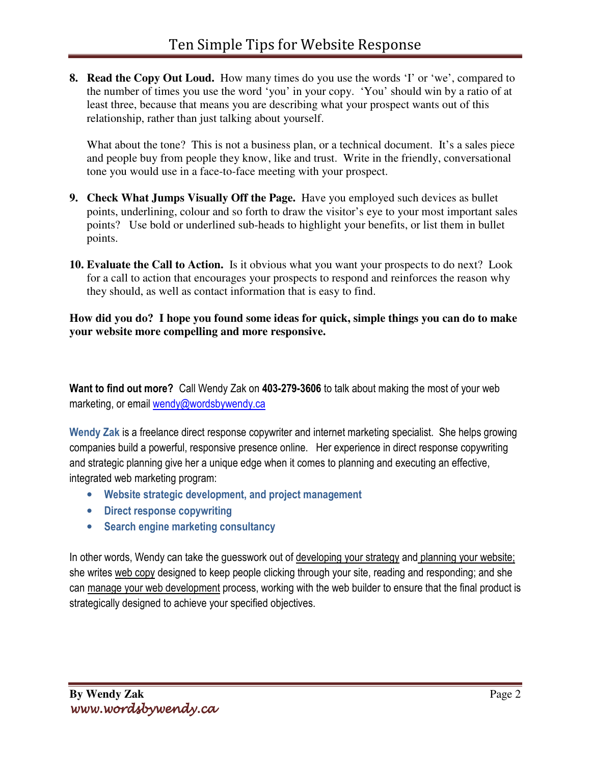8. **Read the Copy Out Loud.** How many times do you use the words 'I' or 'we', compared to the number of times you use the word 'you' in your copy. 'You' should win by a ratio of at least three, because that means you are describing what your prospect wants out of this relationship, rather than just talking about yourself.

   What about the tone? This is not a business plan, or a technical document. It's a sales piece and people buy from people they know, like and trust. Write in the friendly, conversational tone you would use in a face-to-face meeting with your prospect.

9. **Check What Jumps Visually Off the Page.** Have you employed such devices as bullet points, underlining, colour and so forth to draw the visitor's eye to your most important sales points? Use bold or underlined sub-heads to highlight your benefits, or list them in bullet points.

10. **Evaluate the Call to Action.** Is it obvious what you want your prospects to do next? Look for a call to action that encourages your prospects to respond and reinforces the reason why they should, as well as contact information that is easy to find.

**How did you do? I hope you found some ideas for quick, simple things you can do to make your website more compelling and more responsive.**

**Want to find out more?** Call Wendy Zak on **403-279-3606** to talk about making the most of your web marketing, or email wendy@wordsbywendy.ca

**Wendy Zak** is a freelance direct response copywriter and internet marketing specialist. She helps growing companies build a powerful, responsive presence online. Her experience in direct response copywriting and strategic planning give her a unique edge when it comes to planning and executing an effective, integrated web marketing program:

- **Website strategic development, and project management**
- **Direct response copywriting**
- **Search engine marketing consultancy**

In other words, Wendy can take the guesswork out of developing your strategy and planning your website; she writes web copy designed to keep people clicking through your site, reading and responding; and she can manage your web development process, working with the web builder to ensure that the final product is strategically designed to achieve your specified objectives.